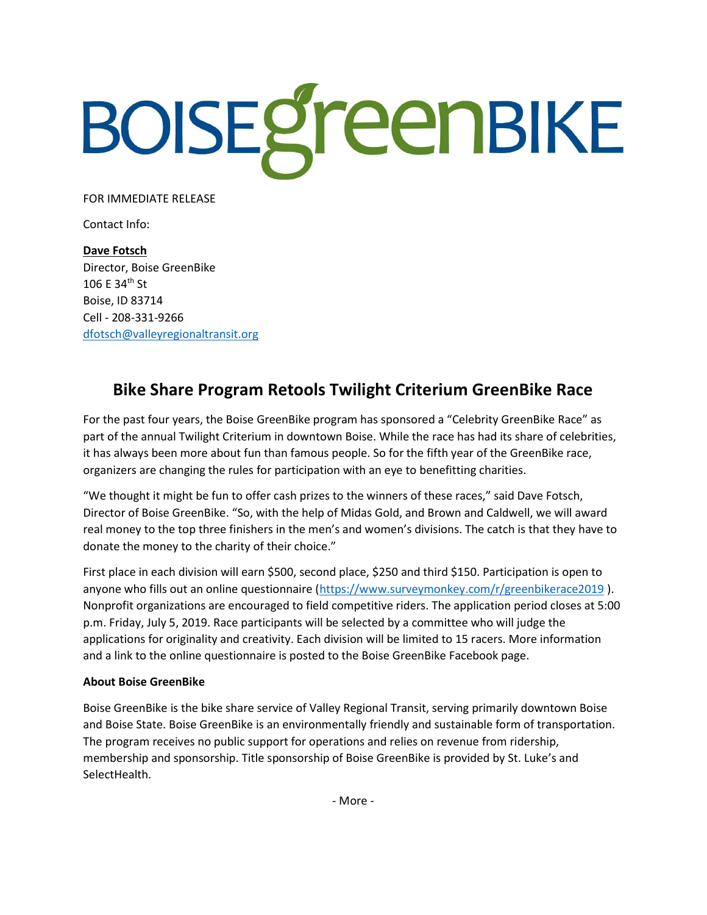# BOISEgreenBIKE

FOR IMMEDIATE RELEASE

Contact Info:

**Dave Fotsch**
Director, Boise GreenBike
106 E 34th St
Boise, ID 83714
Cell - 208-331-9266
dfotsch@valleyregionaltransit.org

## Bike Share Program Retools Twilight Criterium GreenBike Race

For the past four years, the Boise GreenBike program has sponsored a "Celebrity GreenBike Race" as part of the annual Twilight Criterium in downtown Boise. While the race has had its share of celebrities, it has always been more about fun than famous people. So for the fifth year of the GreenBike race, organizers are changing the rules for participation with an eye to benefitting charities.

"We thought it might be fun to offer cash prizes to the winners of these races," said Dave Fotsch, Director of Boise GreenBike. "So, with the help of Midas Gold, and Brown and Caldwell, we will award real money to the top three finishers in the men's and women's divisions. The catch is that they have to donate the money to the charity of their choice."

First place in each division will earn $500, second place, $250 and third $150. Participation is open to anyone who fills out an online questionnaire (https://www.surveymonkey.com/r/greenbikerace2019 ). Nonprofit organizations are encouraged to field competitive riders. The application period closes at 5:00 p.m. Friday, July 5, 2019. Race participants will be selected by a committee who will judge the applications for originality and creativity. Each division will be limited to 15 racers. More information and a link to the online questionnaire is posted to the Boise GreenBike Facebook page.

**About Boise GreenBike**

Boise GreenBike is the bike share service of Valley Regional Transit, serving primarily downtown Boise and Boise State. Boise GreenBike is an environmentally friendly and sustainable form of transportation. The program receives no public support for operations and relies on revenue from ridership, membership and sponsorship. Title sponsorship of Boise GreenBike is provided by St. Luke's and SelectHealth.

- More -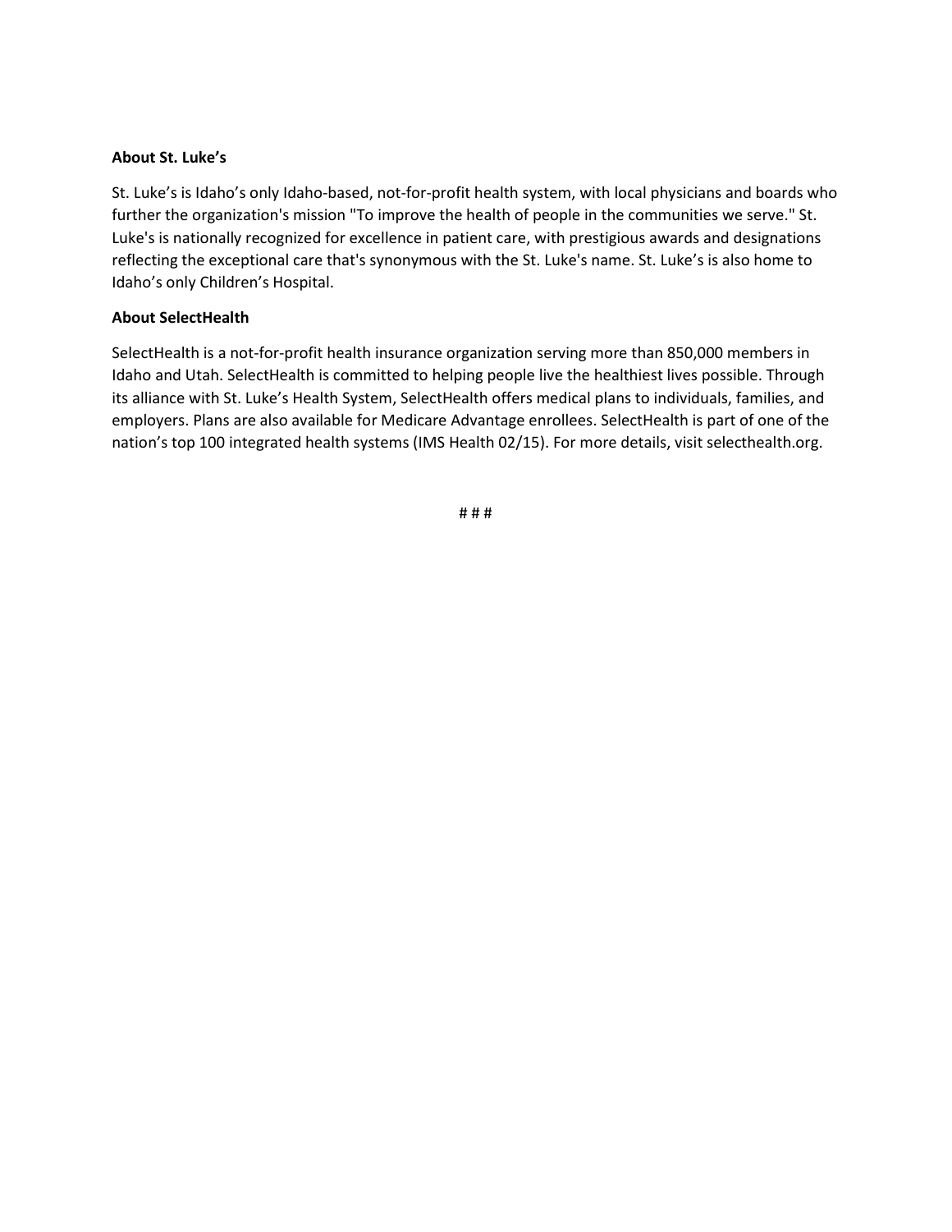**About St. Luke's**

St. Luke's is Idaho's only Idaho-based, not-for-profit health system, with local physicians and boards who further the organization's mission "To improve the health of people in the communities we serve." St. Luke's is nationally recognized for excellence in patient care, with prestigious awards and designations reflecting the exceptional care that's synonymous with the St. Luke's name. St. Luke's is also home to Idaho's only Children's Hospital.

**About SelectHealth**

SelectHealth is a not-for-profit health insurance organization serving more than 850,000 members in Idaho and Utah. SelectHealth is committed to helping people live the healthiest lives possible. Through its alliance with St. Luke's Health System, SelectHealth offers medical plans to individuals, families, and employers. Plans are also available for Medicare Advantage enrollees. SelectHealth is part of one of the nation's top 100 integrated health systems (IMS Health 02/15). For more details, visit selecthealth.org.

# # #